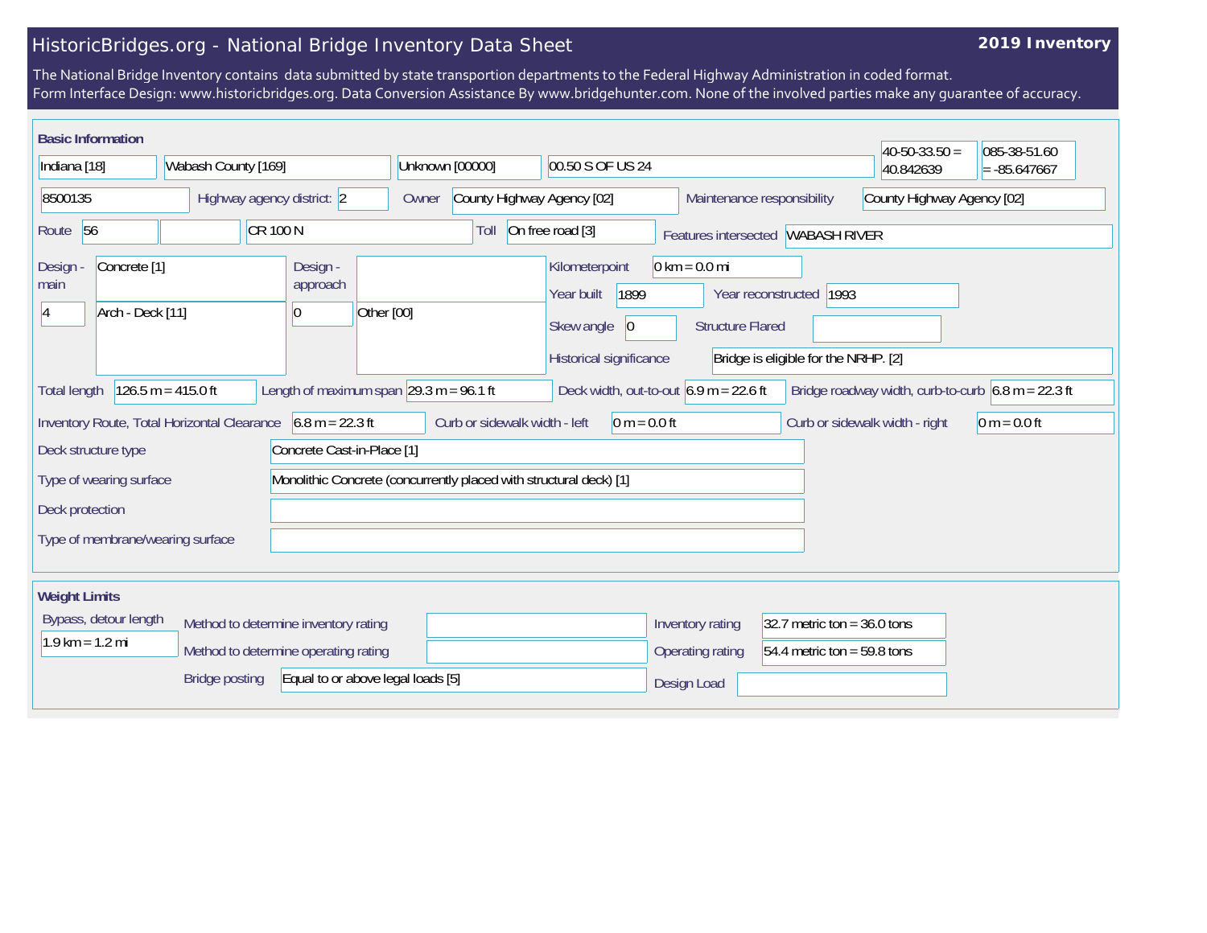# HistoricBridges.org - National Bridge Inventory Data Sheet

**2019 Inventory**

The National Bridge Inventory contains data submitted by state transportion departments to the Federal Highway Administration in coded format.
Form Interface Design: www.historicbridges.org. Data Conversion Assistance By www.bridgehunter.com. None of the involved parties make any guarantee of accuracy.

## Basic Information

| | |
|---|---|
| State | Indiana [18] |
| County | Wabash County [169] |
| Place | Unknown [00000] |
| Location | 00.50 S OF US 24 |
| Latitude | 40-50-33.50 = 40.842639 |
| Longitude | 085-38-51.60 = -85.647667 |
| Structure number | 8500135 |
| Highway agency district | 2 |
| Owner | County Highway Agency [02] |
| Maintenance responsibility | County Highway Agency [02] |
| Route | 56 |
| Facility carried | CR 100 N |
| Toll | On free road [3] |
| Features intersected | WABASH RIVER |
| Design - main | Concrete [1] |
| | 4 |
| | Arch - Deck [11] |
| Design - approach | |
| | 0 |
| | Other [00] |
| Kilometerpoint | 0 km = 0.0 mi |
| Year built | 1899 |
| Year reconstructed | 1993 |
| Skew angle | 0 |
| Structure Flared | |
| Historical significance | Bridge is eligible for the NRHP. [2] |
| Total length | 126.5 m = 415.0 ft |
| Length of maximum span | 29.3 m = 96.1 ft |
| Deck width, out-to-out | 6.9 m = 22.6 ft |
| Bridge roadway width, curb-to-curb | 6.8 m = 22.3 ft |
| Inventory Route, Total Horizontal Clearance | 6.8 m = 22.3 ft |
| Curb or sidewalk width - left | 0 m = 0.0 ft |
| Curb or sidewalk width - right | 0 m = 0.0 ft |
| Deck structure type | Concrete Cast-in-Place [1] |
| Type of wearing surface | Monolithic Concrete (concurrently placed with structural deck) [1] |
| Deck protection | |
| Type of membrane/wearing surface | |

## Weight Limits

| | |
|---|---|
| Bypass, detour length | 1.9 km = 1.2 mi |
| Method to determine inventory rating | |
| Method to determine operating rating | |
| Bridge posting | Equal to or above legal loads [5] |
| Inventory rating | 32.7 metric ton = 36.0 tons |
| Operating rating | 54.4 metric ton = 59.8 tons |
| Design Load | |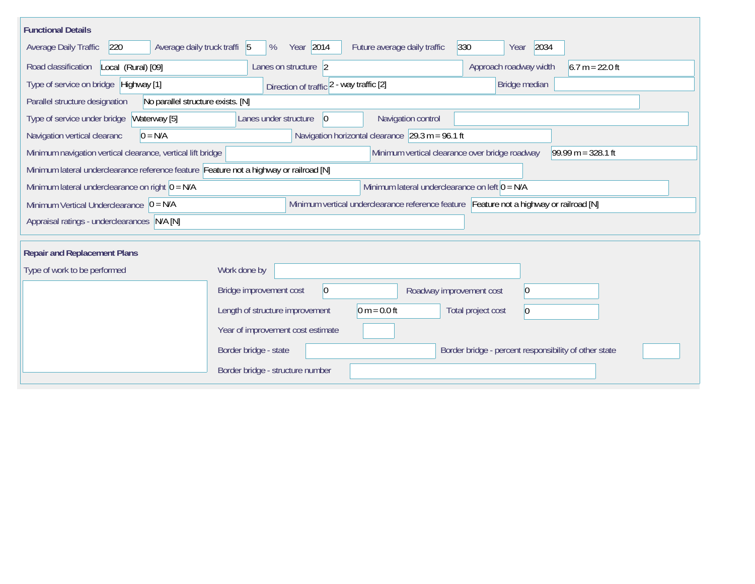## Functional Details

| Field | Value |
| --- | --- |
| Average Daily Traffic | 220 |
| Average daily truck traffi | 5 % |
| Year | 2014 |
| Future average daily traffic | 330 |
| Year | 2034 |
| Road classification | Local (Rural) [09] |
| Lanes on structure | 2 |
| Approach roadway width | 6.7 m = 22.0 ft |
| Type of service on bridge | Highway [1] |
| Direction of traffic | 2 - way traffic [2] |
| Bridge median | |
| Parallel structure designation | No parallel structure exists. [N] |
| Type of service under bridge | Waterway [5] |
| Lanes under structure | 0 |
| Navigation control | |
| Navigation vertical clearanc | 0 = N/A |
| Navigation horizontal clearance | 29.3 m = 96.1 ft |
| Minimum navigation vertical clearance, vertical lift bridge | |
| Minimum vertical clearance over bridge roadway | 99.99 m = 328.1 ft |
| Minimum lateral underclearance reference feature | Feature not a highway or railroad [N] |
| Minimum lateral underclearance on right | 0 = N/A |
| Minimum lateral underclearance on left | 0 = N/A |
| Minimum Vertical Underclearance | 0 = N/A |
| Minimum vertical underclearance reference feature | Feature not a highway or railroad [N] |
| Appraisal ratings - underclearances | N/A [N] |

## Repair and Replacement Plans

| Field | Value |
| --- | --- |
| Type of work to be performed | |
| Work done by | |
| Bridge improvement cost | 0 |
| Roadway improvement cost | 0 |
| Length of structure improvement | 0 m = 0.0 ft |
| Total project cost | 0 |
| Year of improvement cost estimate | |
| Border bridge - state | |
| Border bridge - percent responsibility of other state | |
| Border bridge - structure number | |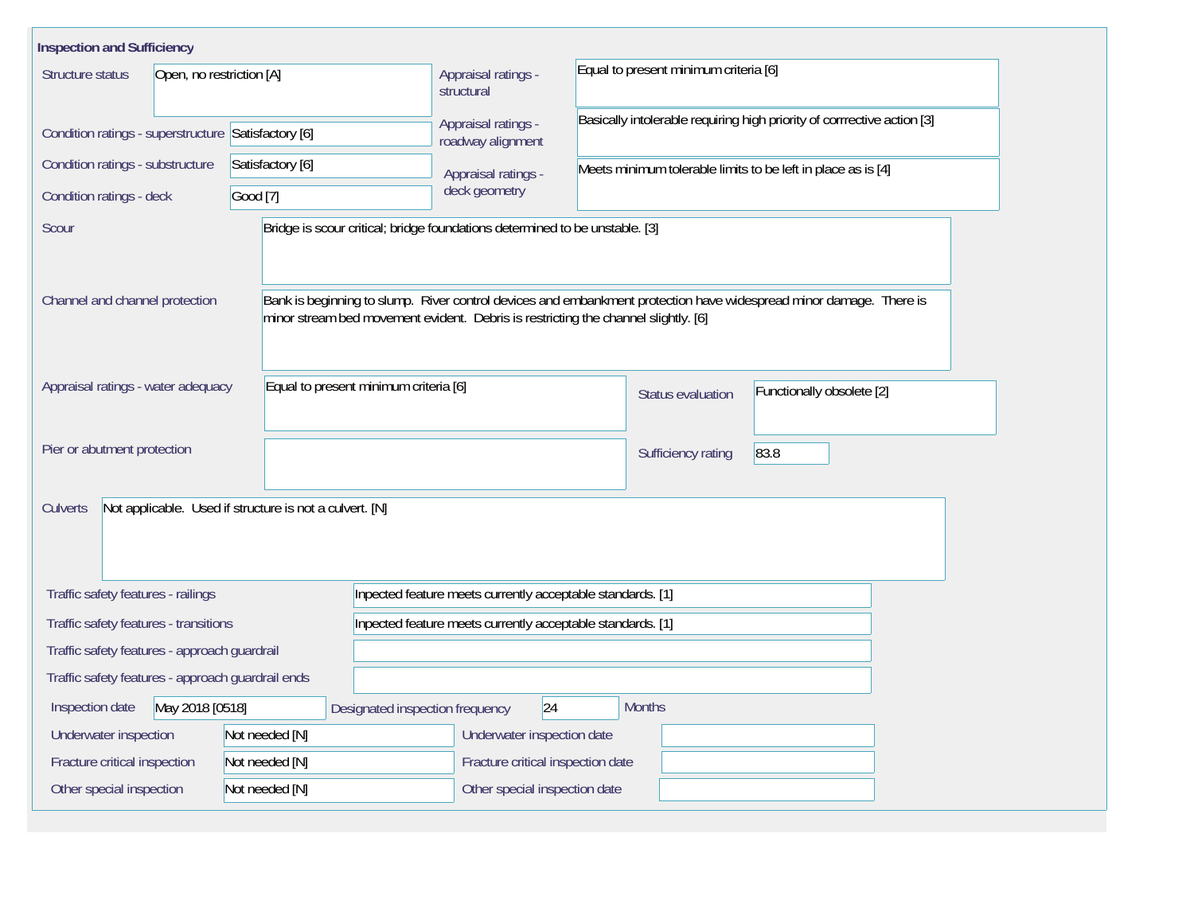## Inspection and Sufficiency

| | |
|---|---|
| Structure status | Open, no restriction [A] |
| Appraisal ratings - structural | Equal to present minimum criteria [6] |
| Condition ratings - superstructure | Satisfactory [6] |
| Appraisal ratings - roadway alignment | Basically intolerable requiring high priority of corrrective action [3] |
| Condition ratings - substructure | Satisfactory [6] |
| Appraisal ratings - deck geometry | Meets minimum tolerable limits to be left in place as is [4] |
| Condition ratings - deck | Good [7] |
| Scour | Bridge is scour critical; bridge foundations determined to be unstable. [3] |
| Channel and channel protection | Bank is beginning to slump. River control devices and embankment protection have widespread minor damage. There is minor stream bed movement evident. Debris is restricting the channel slightly. [6] |
| Appraisal ratings - water adequacy | Equal to present minimum criteria [6] |
| Status evaluation | Functionally obsolete [2] |
| Pier or abutment protection | |
| Sufficiency rating | 83.8 |
| Culverts | Not applicable. Used if structure is not a culvert. [N] |
| Traffic safety features - railings | Inpected feature meets currently acceptable standards. [1] |
| Traffic safety features - transitions | Inpected feature meets currently acceptable standards. [1] |
| Traffic safety features - approach guardrail | |
| Traffic safety features - approach guardrail ends | |
| Inspection date | May 2018 [0518] |
| Designated inspection frequency | 24 Months |
| Underwater inspection | Not needed [N] |
| Underwater inspection date | |
| Fracture critical inspection | Not needed [N] |
| Fracture critical inspection date | |
| Other special inspection | Not needed [N] |
| Other special inspection date | |